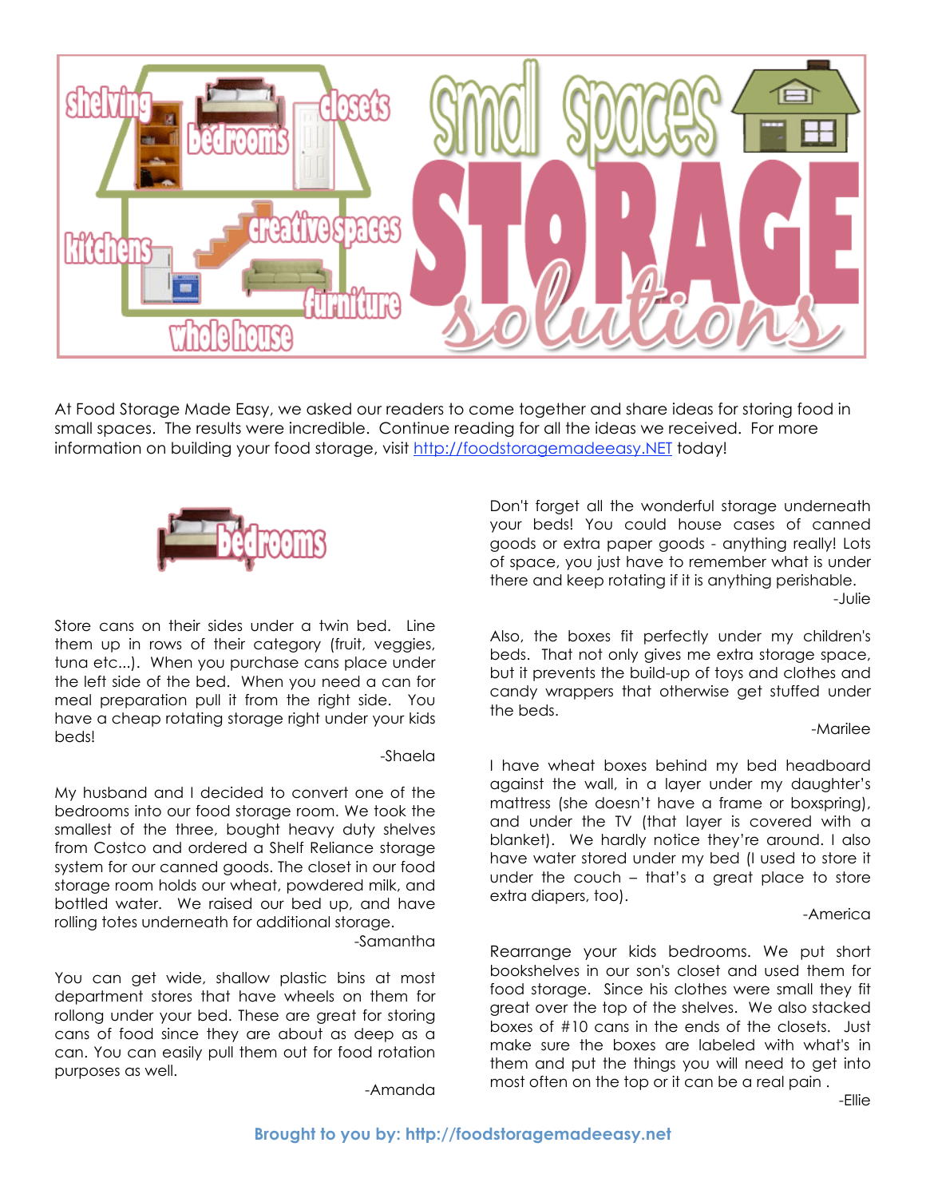# Small Spaces STORAGE solutions

shelving · bedrooms · closets · kitchens · creative spaces · furniture · whole house

At Food Storage Made Easy, we asked our readers to come together and share ideas for storing food in small spaces. The results were incredible. Continue reading for all the ideas we received. For more information on building your food storage, visit http://foodstoragemadeeasy.NET today!

## bedrooms

Store cans on their sides under a twin bed. Line them up in rows of their category (fruit, veggies, tuna etc...). When you purchase cans place under the left side of the bed. When you need a can for meal preparation pull it from the right side. You have a cheap rotating storage right under your kids beds!

-Shaela

My husband and I decided to convert one of the bedrooms into our food storage room. We took the smallest of the three, bought heavy duty shelves from Costco and ordered a Shelf Reliance storage system for our canned goods. The closet in our food storage room holds our wheat, powdered milk, and bottled water. We raised our bed up, and have rolling totes underneath for additional storage.

-Samantha

You can get wide, shallow plastic bins at most department stores that have wheels on them for rollong under your bed. These are great for storing cans of food since they are about as deep as a can. You can easily pull them out for food rotation purposes as well.

-Amanda

Don't forget all the wonderful storage underneath your beds! You could house cases of canned goods or extra paper goods - anything really! Lots of space, you just have to remember what is under there and keep rotating if it is anything perishable.

-Julie

Also, the boxes fit perfectly under my children's beds. That not only gives me extra storage space, but it prevents the build-up of toys and clothes and candy wrappers that otherwise get stuffed under the beds.

-Marilee

I have wheat boxes behind my bed headboard against the wall, in a layer under my daughter's mattress (she doesn't have a frame or boxspring), and under the TV (that layer is covered with a blanket). We hardly notice they're around. I also have water stored under my bed (I used to store it under the couch – that's a great place to store extra diapers, too).

-America

Rearrange your kids bedrooms. We put short bookshelves in our son's closet and used them for food storage. Since his clothes were small they fit great over the top of the shelves. We also stacked boxes of #10 cans in the ends of the closets. Just make sure the boxes are labeled with what's in them and put the things you will need to get into most often on the top or it can be a real pain .

-Ellie

**Brought to you by: http://foodstoragemadeeasy.net**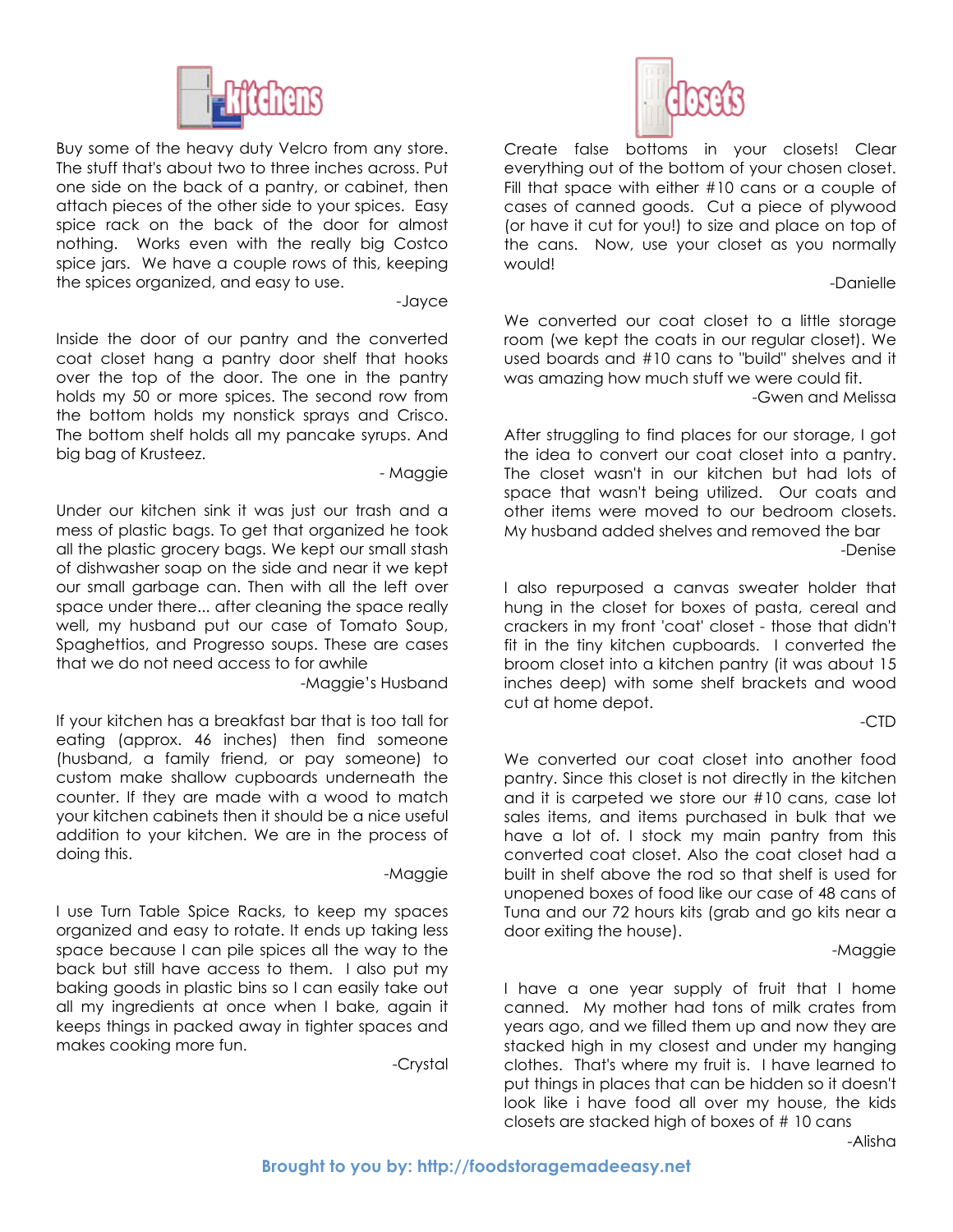# kitchens

Buy some of the heavy duty Velcro from any store. The stuff that's about two to three inches across. Put one side on the back of a pantry, or cabinet, then attach pieces of the other side to your spices. Easy spice rack on the back of the door for almost nothing. Works even with the really big Costco spice jars. We have a couple rows of this, keeping the spices organized, and easy to use.

-Jayce

Inside the door of our pantry and the converted coat closet hang a pantry door shelf that hooks over the top of the door. The one in the pantry holds my 50 or more spices. The second row from the bottom holds my nonstick sprays and Crisco. The bottom shelf holds all my pancake syrups. And big bag of Krusteez.

- Maggie

Under our kitchen sink it was just our trash and a mess of plastic bags. To get that organized he took all the plastic grocery bags. We kept our small stash of dishwasher soap on the side and near it we kept our small garbage can. Then with all the left over space under there... after cleaning the space really well, my husband put our case of Tomato Soup, Spaghettios, and Progresso soups. These are cases that we do not need access to for awhile

-Maggie's Husband

If your kitchen has a breakfast bar that is too tall for eating (approx. 46 inches) then find someone (husband, a family friend, or pay someone) to custom make shallow cupboards underneath the counter. If they are made with a wood to match your kitchen cabinets then it should be a nice useful addition to your kitchen. We are in the process of doing this.

-Maggie

I use Turn Table Spice Racks, to keep my spaces organized and easy to rotate. It ends up taking less space because I can pile spices all the way to the back but still have access to them. I also put my baking goods in plastic bins so I can easily take out all my ingredients at once when I bake, again it keeps things in packed away in tighter spaces and makes cooking more fun.

-Crystal

# closets

Create false bottoms in your closets! Clear everything out of the bottom of your chosen closet. Fill that space with either #10 cans or a couple of cases of canned goods. Cut a piece of plywood (or have it cut for you!) to size and place on top of the cans. Now, use your closet as you normally would!

-Danielle

We converted our coat closet to a little storage room (we kept the coats in our regular closet). We used boards and #10 cans to "build" shelves and it was amazing how much stuff we were could fit.

-Gwen and Melissa

After struggling to find places for our storage, I got the idea to convert our coat closet into a pantry. The closet wasn't in our kitchen but had lots of space that wasn't being utilized. Our coats and other items were moved to our bedroom closets. My husband added shelves and removed the bar

-Denise

I also repurposed a canvas sweater holder that hung in the closet for boxes of pasta, cereal and crackers in my front 'coat' closet - those that didn't fit in the tiny kitchen cupboards. I converted the broom closet into a kitchen pantry (it was about 15 inches deep) with some shelf brackets and wood cut at home depot.

-CTD

We converted our coat closet into another food pantry. Since this closet is not directly in the kitchen and it is carpeted we store our #10 cans, case lot sales items, and items purchased in bulk that we have a lot of. I stock my main pantry from this converted coat closet. Also the coat closet had a built in shelf above the rod so that shelf is used for unopened boxes of food like our case of 48 cans of Tuna and our 72 hours kits (grab and go kits near a door exiting the house).

-Maggie

I have a one year supply of fruit that I home canned. My mother had tons of milk crates from years ago, and we filled them up and now they are stacked high in my closest and under my hanging clothes. That's where my fruit is. I have learned to put things in places that can be hidden so it doesn't look like i have food all over my house, the kids closets are stacked high of boxes of # 10 cans

-Alisha

**Brought to you by: http://foodstoragemadeeasy.net**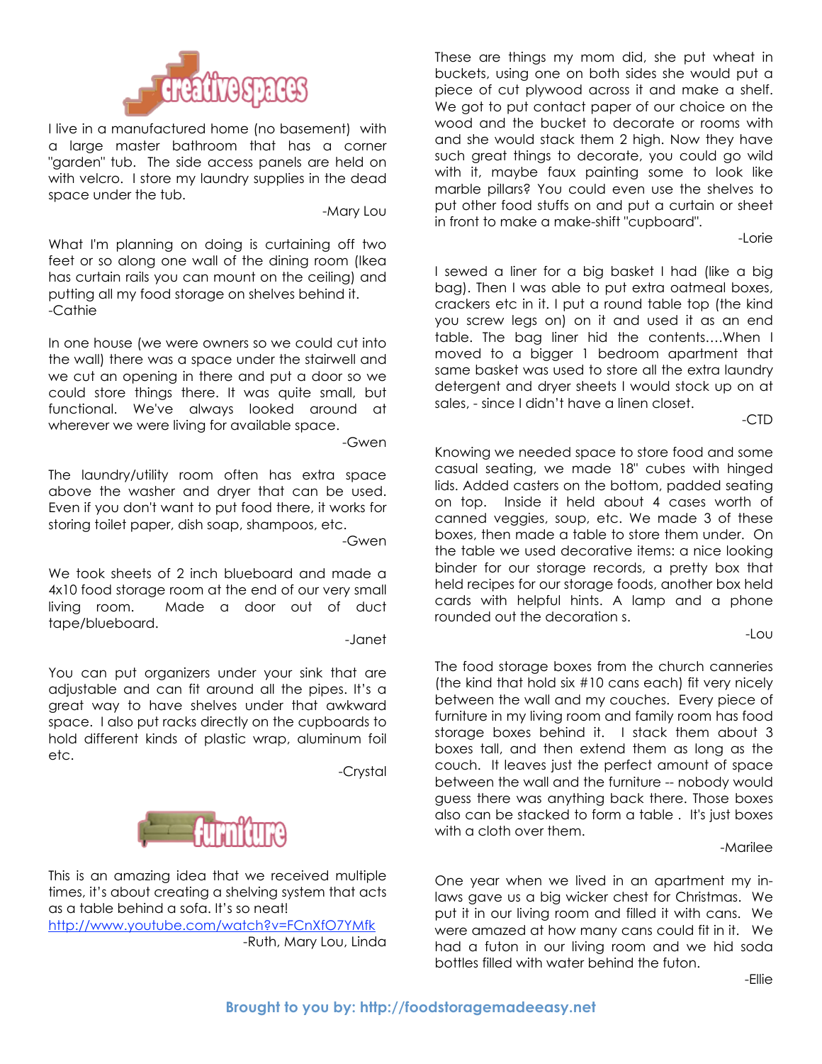## creative spaces

I live in a manufactured home (no basement) with a large master bathroom that has a corner "garden" tub. The side access panels are held on with velcro. I store my laundry supplies in the dead space under the tub.

-Mary Lou

What I'm planning on doing is curtaining off two feet or so along one wall of the dining room (Ikea has curtain rails you can mount on the ceiling) and putting all my food storage on shelves behind it.
-Cathie

In one house (we were owners so we could cut into the wall) there was a space under the stairwell and we cut an opening in there and put a door so we could store things there. It was quite small, but functional. We've always looked around at wherever we were living for available space.

-Gwen

The laundry/utility room often has extra space above the washer and dryer that can be used. Even if you don't want to put food there, it works for storing toilet paper, dish soap, shampoos, etc.

-Gwen

We took sheets of 2 inch blueboard and made a 4x10 food storage room at the end of our very small living room. Made a door out of duct tape/blueboard.

-Janet

You can put organizers under your sink that are adjustable and can fit around all the pipes. It's a great way to have shelves under that awkward space. I also put racks directly on the cupboards to hold different kinds of plastic wrap, aluminum foil etc.

-Crystal

## furniture

This is an amazing idea that we received multiple times, it's about creating a shelving system that acts as a table behind a sofa. It's so neat!
http://www.youtube.com/watch?v=FCnXfO7YMfk

-Ruth, Mary Lou, Linda

These are things my mom did, she put wheat in buckets, using one on both sides she would put a piece of cut plywood across it and make a shelf. We got to put contact paper of our choice on the wood and the bucket to decorate or rooms with and she would stack them 2 high. Now they have such great things to decorate, you could go wild with it, maybe faux painting some to look like marble pillars? You could even use the shelves to put other food stuffs on and put a curtain or sheet in front to make a make-shift "cupboard".

-Lorie

I sewed a liner for a big basket I had (like a big bag). Then I was able to put extra oatmeal boxes, crackers etc in it. I put a round table top (the kind you screw legs on) on it and used it as an end table. The bag liner hid the contents….When I moved to a bigger 1 bedroom apartment that same basket was used to store all the extra laundry detergent and dryer sheets I would stock up on at sales, - since I didn't have a linen closet.

-CTD

Knowing we needed space to store food and some casual seating, we made 18" cubes with hinged lids. Added casters on the bottom, padded seating on top. Inside it held about 4 cases worth of canned veggies, soup, etc. We made 3 of these boxes, then made a table to store them under. On the table we used decorative items: a nice looking binder for our storage records, a pretty box that held recipes for our storage foods, another box held cards with helpful hints. A lamp and a phone rounded out the decoration s.

-Lou

The food storage boxes from the church canneries (the kind that hold six #10 cans each) fit very nicely between the wall and my couches. Every piece of furniture in my living room and family room has food storage boxes behind it. I stack them about 3 boxes tall, and then extend them as long as the couch. It leaves just the perfect amount of space between the wall and the furniture -- nobody would guess there was anything back there. Those boxes also can be stacked to form a table . It's just boxes with a cloth over them.

-Marilee

One year when we lived in an apartment my in-laws gave us a big wicker chest for Christmas. We put it in our living room and filled it with cans. We were amazed at how many cans could fit in it. We had a futon in our living room and we hid soda bottles filled with water behind the futon.

-Ellie

**Brought to you by: http://foodstoragemadeeasy.net**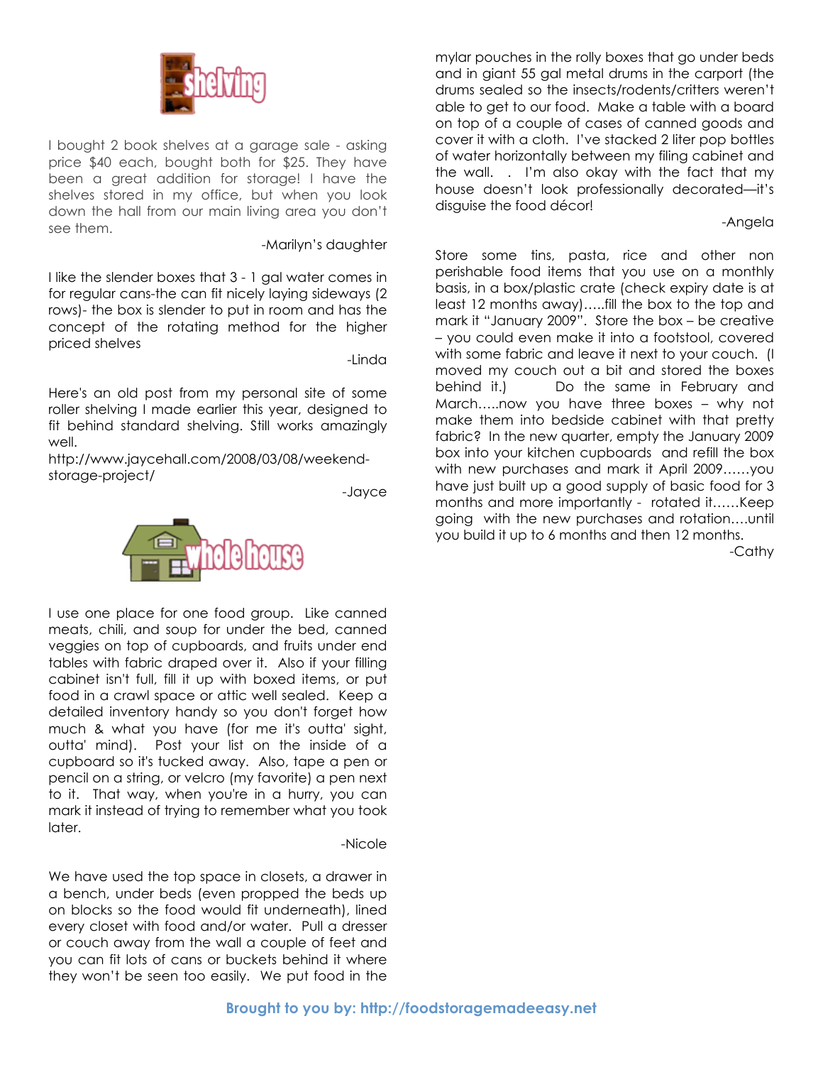## shelving

I bought 2 book shelves at a garage sale - asking price $40 each, bought both for $25. They have been a great addition for storage! I have the shelves stored in my office, but when you look down the hall from our main living area you don't see them.

-Marilyn's daughter

I like the slender boxes that 3 - 1 gal water comes in for regular cans-the can fit nicely laying sideways (2 rows)- the box is slender to put in room and has the concept of the rotating method for the higher priced shelves

-Linda

Here's an old post from my personal site of some roller shelving I made earlier this year, designed to fit behind standard shelving. Still works amazingly well.
http://www.jaycehall.com/2008/03/08/weekend-storage-project/

-Jayce

## whole house

I use one place for one food group. Like canned meats, chili, and soup for under the bed, canned veggies on top of cupboards, and fruits under end tables with fabric draped over it. Also if your filling cabinet isn't full, fill it up with boxed items, or put food in a crawl space or attic well sealed. Keep a detailed inventory handy so you don't forget how much & what you have (for me it's outta' sight, outta' mind). Post your list on the inside of a cupboard so it's tucked away. Also, tape a pen or pencil on a string, or velcro (my favorite) a pen next to it. That way, when you're in a hurry, you can mark it instead of trying to remember what you took later.

-Nicole

We have used the top space in closets, a drawer in a bench, under beds (even propped the beds up on blocks so the food would fit underneath), lined every closet with food and/or water. Pull a dresser or couch away from the wall a couple of feet and you can fit lots of cans or buckets behind it where they won't be seen too easily. We put food in the mylar pouches in the rolly boxes that go under beds and in giant 55 gal metal drums in the carport (the drums sealed so the insects/rodents/critters weren't able to get to our food. Make a table with a board on top of a couple of cases of canned goods and cover it with a cloth. I've stacked 2 liter pop bottles of water horizontally between my filing cabinet and the wall. . I'm also okay with the fact that my house doesn't look professionally decorated—it's disguise the food décor!

-Angela

Store some tins, pasta, rice and other non perishable food items that you use on a monthly basis, in a box/plastic crate (check expiry date is at least 12 months away)…..fill the box to the top and mark it "January 2009". Store the box – be creative – you could even make it into a footstool, covered with some fabric and leave it next to your couch. (I moved my couch out a bit and stored the boxes behind it.) Do the same in February and March…..now you have three boxes – why not make them into bedside cabinet with that pretty fabric? In the new quarter, empty the January 2009 box into your kitchen cupboards and refill the box with new purchases and mark it April 2009……you have just built up a good supply of basic food for 3 months and more importantly - rotated it……Keep going with the new purchases and rotation….until you build it up to 6 months and then 12 months.

-Cathy

**Brought to you by: http://foodstoragemadeeasy.net**